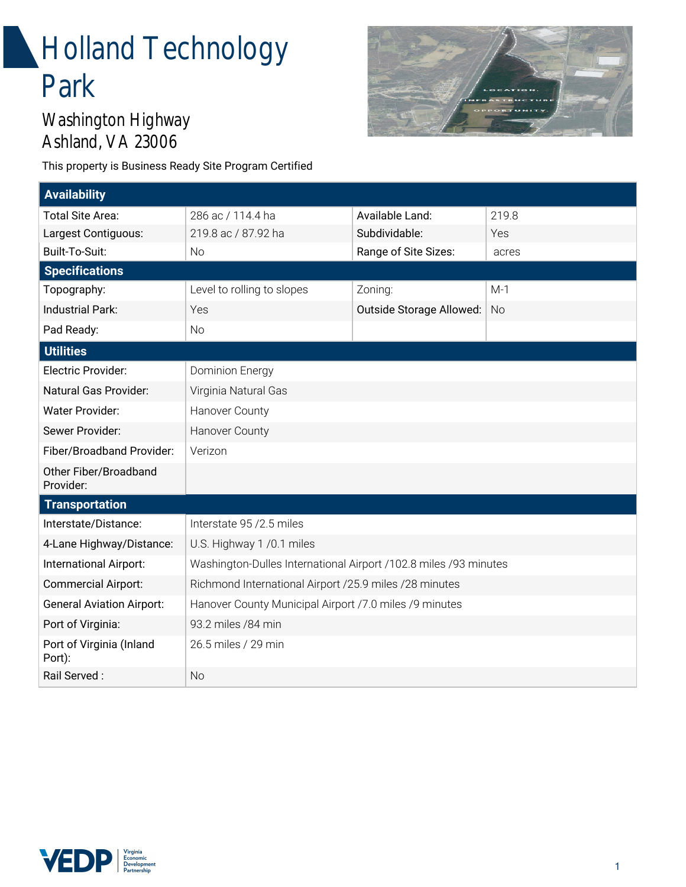# Holland Technology Park

## Washington Highway
## Ashland, VA 23006

This property is Business Ready Site Program Certified

| **Availability** | | | |
|---|---|---|---|
| Total Site Area: | 286 ac / 114.4 ha | Available Land: | 219.8 |
| Largest Contiguous: | 219.8 ac / 87.92 ha | Subdividable: | Yes |
| Built-To-Suit: | No | Range of Site Sizes: | acres |
| **Specifications** | | | |
| Topography: | Level to rolling to slopes | Zoning: | M-1 |
| Industrial Park: | Yes | Outside Storage Allowed: | No |
| Pad Ready: | No | | |

| **Utilities** | |
|---|---|
| Electric Provider: | Dominion Energy |
| Natural Gas Provider: | Virginia Natural Gas |
| Water Provider: | Hanover County |
| Sewer Provider: | Hanover County |
| Fiber/Broadband Provider: | Verizon |
| Other Fiber/Broadband Provider: | |
| **Transportation** | |
| Interstate/Distance: | Interstate 95 /2.5 miles |
| 4-Lane Highway/Distance: | U.S. Highway 1 /0.1 miles |
| International Airport: | Washington-Dulles International Airport /102.8 miles /93 minutes |
| Commercial Airport: | Richmond International Airport /25.9 miles /28 minutes |
| General Aviation Airport: | Hanover County Municipal Airport /7.0 miles /9 minutes |
| Port of Virginia: | 93.2 miles /84 min |
| Port of Virginia (Inland Port): | 26.5 miles / 29 min |
| Rail Served : | No |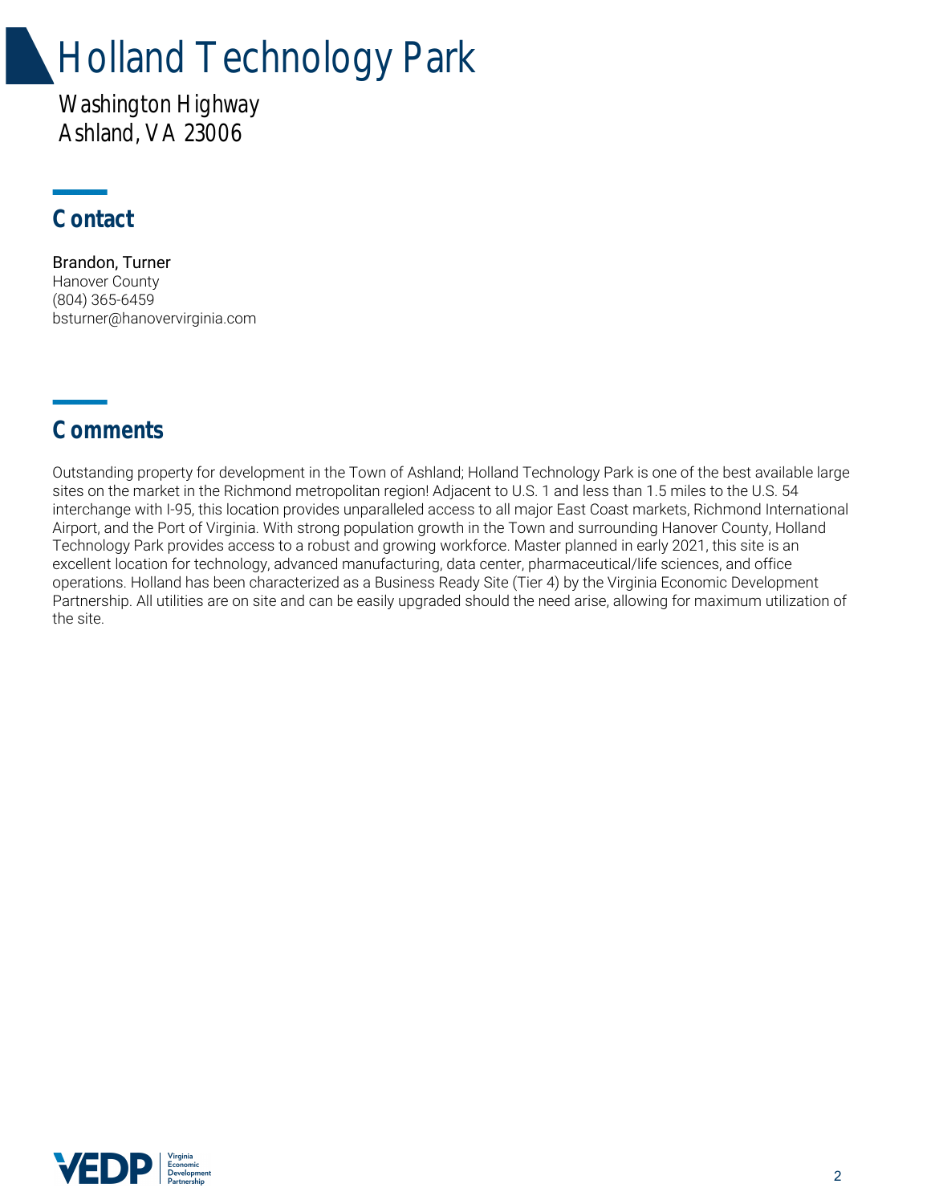# Holland Technology Park

Washington Highway
Ashland, VA 23006

## Contact

Brandon, Turner
Hanover County
(804) 365-6459
bsturner@hanovervirginia.com

## Comments

Outstanding property for development in the Town of Ashland; Holland Technology Park is one of the best available large sites on the market in the Richmond metropolitan region! Adjacent to U.S. 1 and less than 1.5 miles to the U.S. 54 interchange with I-95, this location provides unparalleled access to all major East Coast markets, Richmond International Airport, and the Port of Virginia. With strong population growth in the Town and surrounding Hanover County, Holland Technology Park provides access to a robust and growing workforce. Master planned in early 2021, this site is an excellent location for technology, advanced manufacturing, data center, pharmaceutical/life sciences, and office operations. Holland has been characterized as a Business Ready Site (Tier 4) by the Virginia Economic Development Partnership. All utilities are on site and can be easily upgraded should the need arise, allowing for maximum utilization of the site.